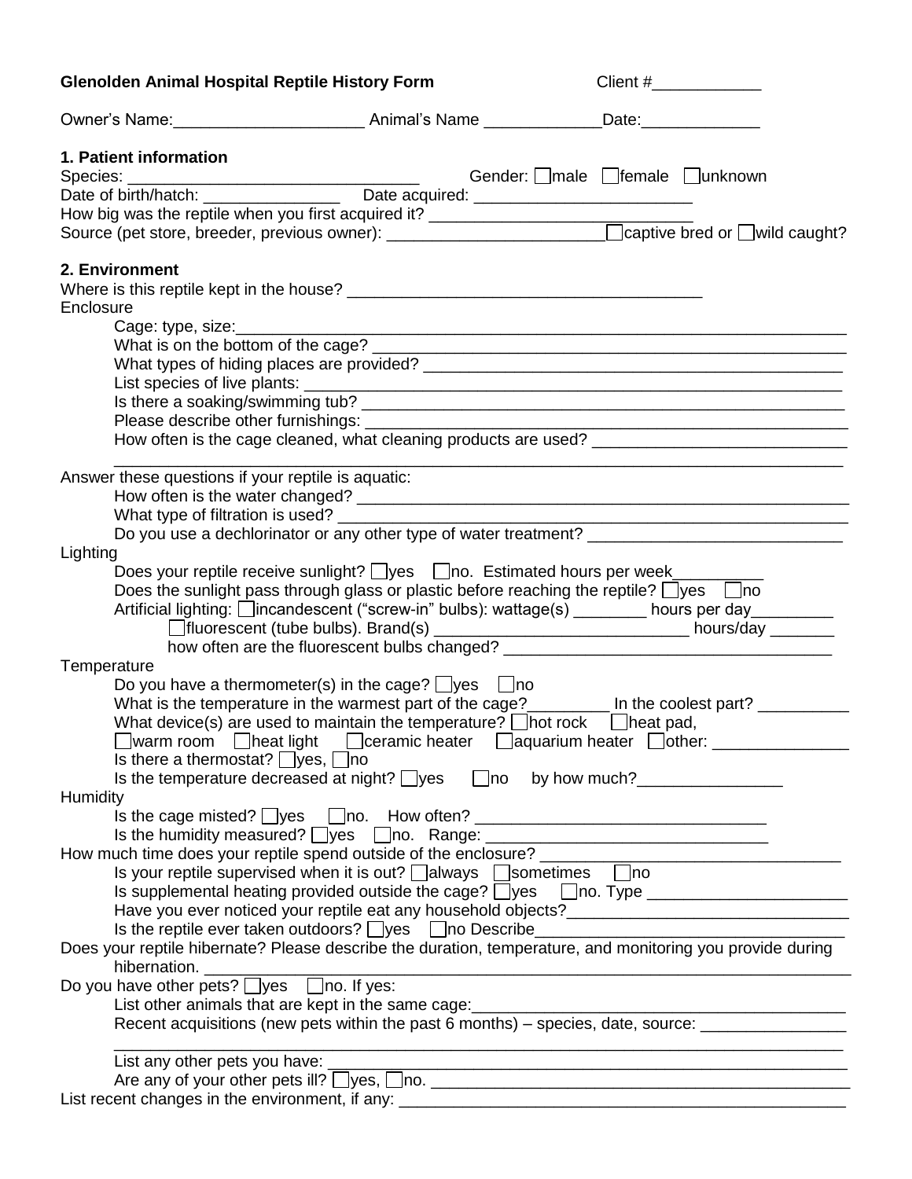**Glenolden Animal Hospital Reptile History Form** Client #____________

Owner's Name:_____________________ Animal's Name _____________Date:_____________

## 1. Patient information

Species: _________________________________ Gender: ☐male ☐female ☐unknown

Date of birth/hatch: _______________ Date acquired: ________________________

How big was the reptile when you first acquired it? ____________________________

Source (pet store, breeder, previous owner): _______________________ ☐captive bred or ☐wild caught?

## 2. Environment

Where is this reptile kept in the house? _______________________________________

Enclosure

- Cage: type, size:_______________________________________________________________
- What is on the bottom of the cage? _________________________________________________
- What types of hiding places are provided? ___________________________________________
- List species of live plants: _________________________________________________________
- Is there a soaking/swimming tub? ___________________________________________________
- Please describe other furnishings: __________________________________________________
- How often is the cage cleaned, what cleaning products are used? ___________________________

_____________________________________________________________________________

Answer these questions if your reptile is aquatic:

- How often is the water changed? ____________________________________________________
- What type of filtration is used? _____________________________________________________
- Do you use a dechlorinator or any other type of water treatment? ___________________________

Lighting

- Does your reptile receive sunlight? ☐yes ☐no. Estimated hours per week__________
- Does the sunlight pass through glass or plastic before reaching the reptile? ☐yes ☐no
- Artificial lighting: ☐incandescent ("screw-in" bulbs): wattage(s) ________ hours per day_________
  - ☐fluorescent (tube bulbs). Brand(s) ____________________________ hours/day _______
  - how often are the fluorescent bulbs changed? ____________________________________

Temperature

- Do you have a thermometer(s) in the cage? ☐yes ☐no
- What is the temperature in the warmest part of the cage?_________ In the coolest part? __________
- What device(s) are used to maintain the temperature? ☐hot rock ☐heat pad,
  ☐warm room ☐heat light ☐ceramic heater ☐aquarium heater ☐other: _______________
- Is there a thermostat? ☐yes, ☐no
- Is the temperature decreased at night? ☐yes ☐no by how much?________________

Humidity

- Is the cage misted? ☐yes ☐no. How often? _______________________________
- Is the humidity measured? ☐yes ☐no. Range: _____________________________

How much time does your reptile spend outside of the enclosure? _______________________________

- Is your reptile supervised when it is out? ☐always ☐sometimes ☐no
- Is supplemental heating provided outside the cage? ☐yes ☐no. Type ______________________
- Have you ever noticed your reptile eat any household objects?______________________________
- Is the reptile ever taken outdoors? ☐yes ☐no Describe________________________________

Does your reptile hibernate? Please describe the duration, temperature, and monitoring you provide during hibernation. ______________________________________________________________________

Do you have other pets? ☐yes ☐no. If yes:

- List other animals that are kept in the same cage:_________________________________________
- Recent acquisitions (new pets within the past 6 months) – species, date, source: ________________

  _____________________________________________________________________________
- List any other pets you have: _______________________________________________________
- Are any of your other pets ill? ☐yes, ☐no. ____________________________________________

List recent changes in the environment, if any: ______________________________________________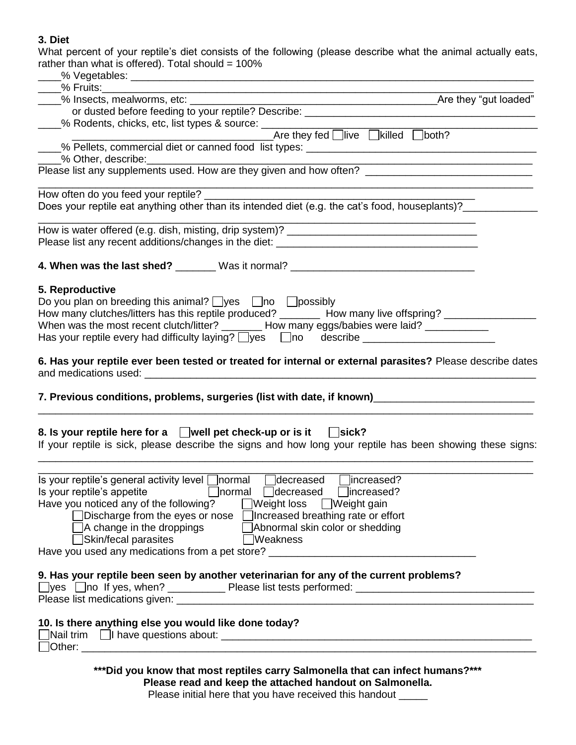**3. Diet**

What percent of your reptile's diet consists of the following (please describe what the animal actually eats, rather than what is offered). Total should = 100%

____% Vegetables: ______________________________________________________________________

____% Fruits: __________________________________________________________________________

____% Insects, mealworms, etc: ________________________________________ Are they "gut loaded" or dusted before feeding to your reptile? Describe: ______________________________________

____% Rodents, chicks, etc, list types & source: ________________________________________________ ____________________________________ Are they fed ☐ live ☐ killed ☐ both?

____% Pellets, commercial diet or canned food list types: ______________________________________

____% Other, describe: ____________________________________________________________________

Please list any supplements used. How are they given and how often? ___________________________ ______________________________________________________________________________________

How often do you feed your reptile? ____________________________________________________

Does your reptile eat anything other than its intended diet (e.g. the cat's food, houseplants)? _____________ ______________________________________________________________________________________

How is water offered (e.g. dish, misting, drip system)? _________________________________

Please list any recent additions/changes in the diet: ____________________________________

**4. When was the last shed?** _______ Was it normal? ________________________________

**5. Reproductive**

Do you plan on breeding this animal? ☐ yes ☐ no ☐ possibly

How many clutches/litters has this reptile produced? _______ How many live offspring? ________________

When was the most recent clutch/litter? _______ How many eggs/babies were laid? ___________

Has your reptile every had difficulty laying? ☐ yes ☐ no describe _______________________

**6. Has your reptile ever been tested or treated for internal or external parasites?** Please describe dates and medications used: ______________________________________________________________________

**7. Previous conditions, problems, surgeries (list with date, if known)** ____________________________ ______________________________________________________________________________________

**8. Is your reptile here for a ☐ well pet check-up or is it ☐ sick?**

If your reptile is sick, please describe the signs and how long your reptile has been showing these signs: ______________________________________________________________________________________ ______________________________________________________________________________________

Is your reptile's general activity level ☐ normal ☐ decreased ☐ increased?

Is your reptile's appetite ☐ normal ☐ decreased ☐ increased?

Have you noticed any of the following? ☐ Weight loss ☐ Weight gain

☐ Discharge from the eyes or nose ☐ Increased breathing rate or effort

☐ A change in the droppings ☐ Abnormal skin color or shedding

☐ Skin/fecal parasites ☐ Weakness

Have you used any medications from a pet store? ___________________________________

**9. Has your reptile been seen by another veterinarian for any of the current problems?**

☐ yes ☐ no If yes, when? __________ Please list tests performed: _______________________________

Please list medications given: _________________________________________________________________

**10. Is there anything else you would like done today?**

☐ Nail trim ☐ I have questions about: ___________________________________________________

☐ Other: ______________________________________________________________________________

**\*\*\*Did you know that most reptiles carry Salmonella that can infect humans?\*\*\***

**Please read and keep the attached handout on Salmonella.**

Please initial here that you have received this handout _____